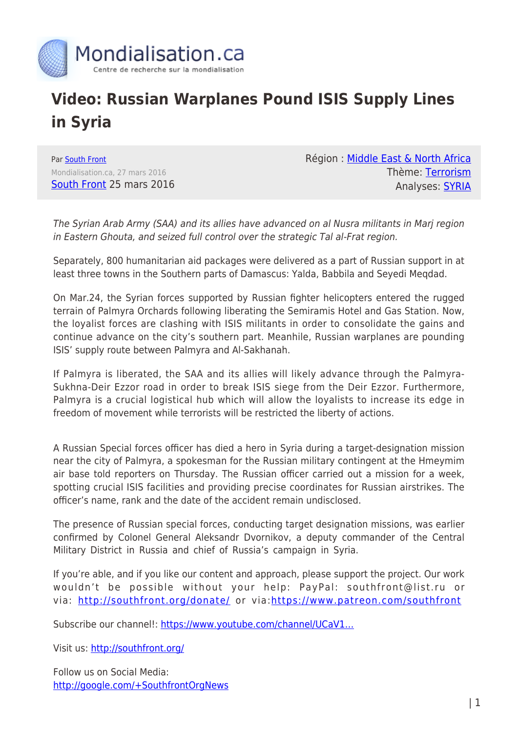# Video: Russian Warplanes Pound ISIS Supply Lines in Syria

Par [South Front](#)
Mondialisation.ca, 27 mars 2016
[South Front](#) 25 mars 2016

Région : [Middle East & North Africa](#)
Thème: [Terrorism](#)
Analyses: [SYRIA](#)

*The Syrian Arab Army (SAA) and its allies have advanced on al Nusra militants in Marj region in Eastern Ghouta, and seized full control over the strategic Tal al-Frat region.*

Separately, 800 humanitarian aid packages were delivered as a part of Russian support in at least three towns in the Southern parts of Damascus: Yalda, Babbila and Seyedi Meqdad.

On Mar.24, the Syrian forces supported by Russian fighter helicopters entered the rugged terrain of Palmyra Orchards following liberating the Semiramis Hotel and Gas Station. Now, the loyalist forces are clashing with ISIS militants in order to consolidate the gains and continue advance on the city's southern part. Meanhile, Russian warplanes are pounding ISIS' supply route between Palmyra and Al-Sakhanah.

If Palmyra is liberated, the SAA and its allies will likely advance through the Palmyra-Sukhna-Deir Ezzor road in order to break ISIS siege from the Deir Ezzor. Furthermore, Palmyra is a crucial logistical hub which will allow the loyalists to increase its edge in freedom of movement while terrorists will be restricted the liberty of actions.

A Russian Special forces officer has died a hero in Syria during a target-designation mission near the city of Palmyra, a spokesman for the Russian military contingent at the Hmeymim air base told reporters on Thursday. The Russian officer carried out a mission for a week, spotting crucial ISIS facilities and providing precise coordinates for Russian airstrikes. The officer's name, rank and the date of the accident remain undisclosed.

The presence of Russian special forces, conducting target designation missions, was earlier confirmed by Colonel General Aleksandr Dvornikov, a deputy commander of the Central Military District in Russia and chief of Russia's campaign in Syria.

If you're able, and if you like our content and approach, please support the project. Our work wouldn't be possible without your help: PayPal: southfront@list.ru or via: [http://southfront.org/donate/](http://southfront.org/donate/) or via:[https://www.patreon.com/southfront](https://www.patreon.com/southfront)

Subscribe our channel!: [https://www.youtube.com/channel/UCaV1...](https://www.youtube.com/channel/UCaV1...)

Visit us: [http://southfront.org/](http://southfront.org/)

Follow us on Social Media:
[http://google.com/+SouthfrontOrgNews](http://google.com/+SouthfrontOrgNews)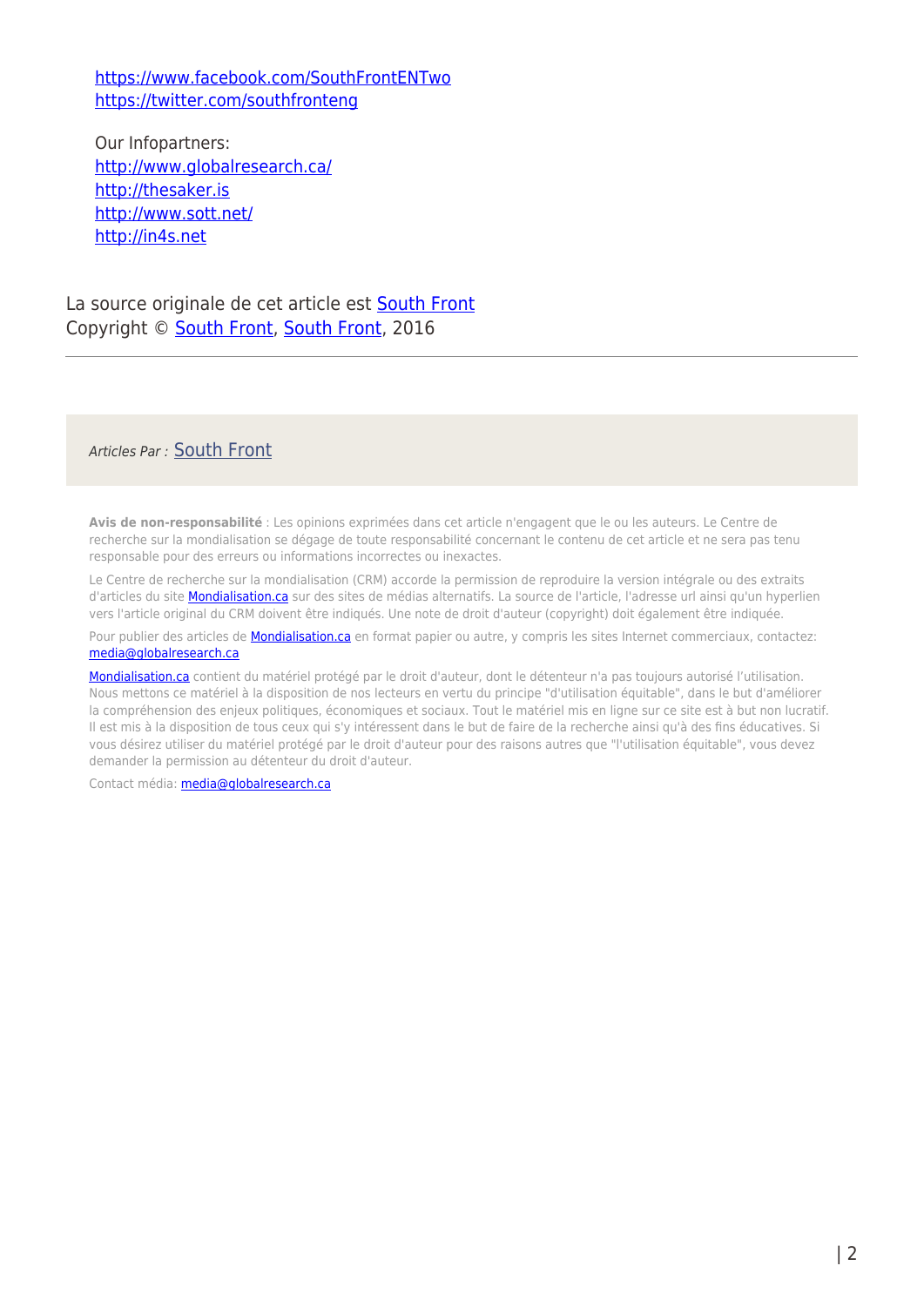https://www.facebook.com/SouthFrontENTwo
https://twitter.com/southfronteng

Our Infopartners:
http://www.globalresearch.ca/
http://thesaker.is
http://www.sott.net/
http://in4s.net

La source originale de cet article est South Front
Copyright © South Front, South Front, 2016

---

*Articles Par :* South Front

**Avis de non-responsabilité** : Les opinions exprimées dans cet article n'engagent que le ou les auteurs. Le Centre de recherche sur la mondialisation se dégage de toute responsabilité concernant le contenu de cet article et ne sera pas tenu responsable pour des erreurs ou informations incorrectes ou inexactes.

Le Centre de recherche sur la mondialisation (CRM) accorde la permission de reproduire la version intégrale ou des extraits d'articles du site Mondialisation.ca sur des sites de médias alternatifs. La source de l'article, l'adresse url ainsi qu'un hyperlien vers l'article original du CRM doivent être indiqués. Une note de droit d'auteur (copyright) doit également être indiquée.

Pour publier des articles de Mondialisation.ca en format papier ou autre, y compris les sites Internet commerciaux, contactez: media@globalresearch.ca

Mondialisation.ca contient du matériel protégé par le droit d'auteur, dont le détenteur n'a pas toujours autorisé l'utilisation. Nous mettons ce matériel à la disposition de nos lecteurs en vertu du principe "d'utilisation équitable", dans le but d'améliorer la compréhension des enjeux politiques, économiques et sociaux. Tout le matériel mis en ligne sur ce site est à but non lucratif. Il est mis à la disposition de tous ceux qui s'y intéressent dans le but de faire de la recherche ainsi qu'à des fins éducatives. Si vous désirez utiliser du matériel protégé par le droit d'auteur pour des raisons autres que "l'utilisation équitable", vous devez demander la permission au détenteur du droit d'auteur.

Contact média: media@globalresearch.ca